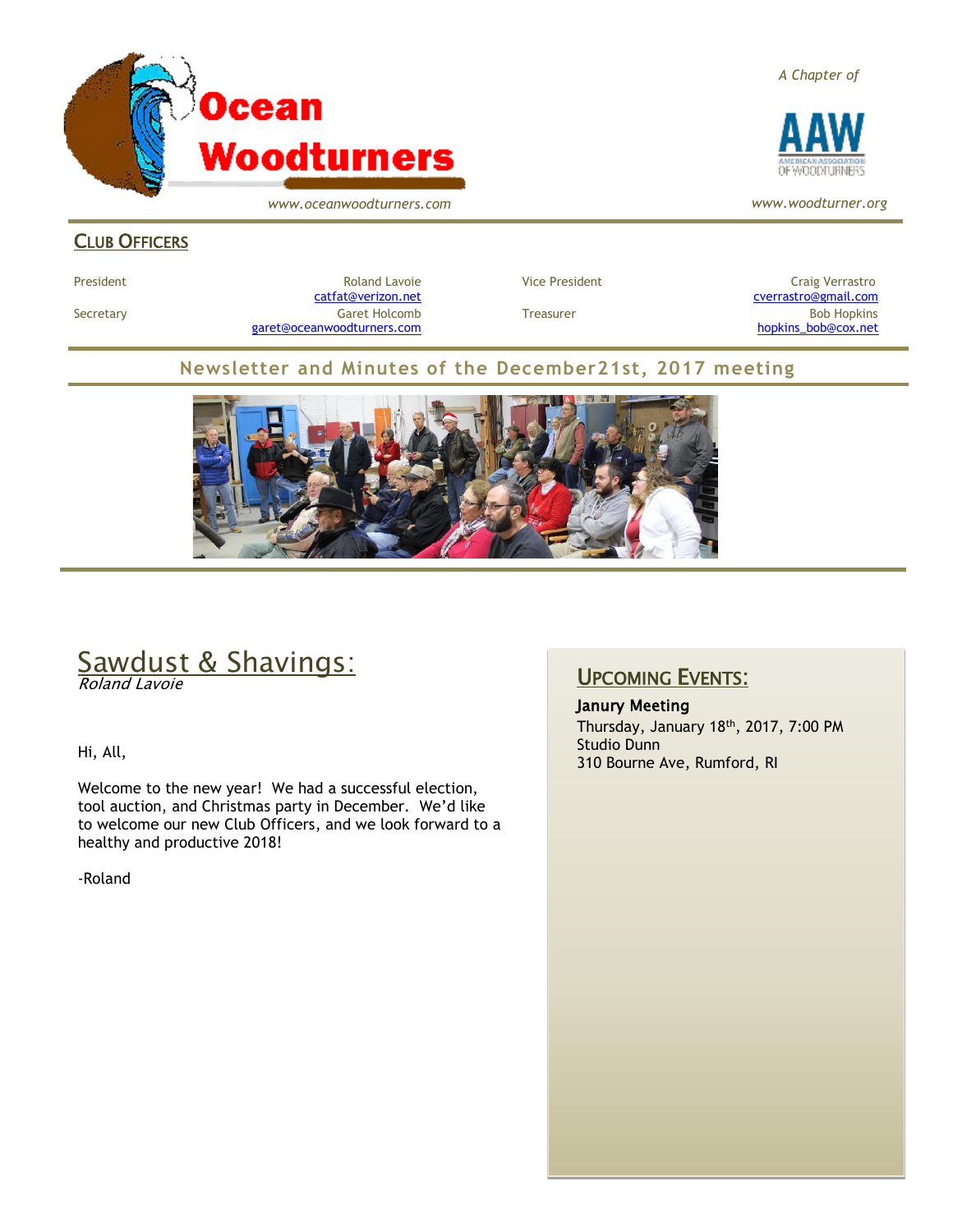# Ocean Woodturners

www.oceanwoodturners.com

*A Chapter of* AAW — American Association of Woodturners

*www.woodturner.org*

## CLUB OFFICERS

| | | | |
|---|---|---|---|
| President | Roland Lavoie<br>catfat@verizon.net | Vice President | Craig Verrastro<br>cverrastro@gmail.com |
| Secretary | Garet Holcomb<br>garet@oceanwoodturners.com | Treasurer | Bob Hopkins<br>hopkins_bob@cox.net |

**Newsletter and Minutes of the December21st, 2017 meeting**

## Sawdust & Shavings:

*Roland Lavoie*

Hi, All,

Welcome to the new year! We had a successful election, tool auction, and Christmas party in December. We'd like to welcome our new Club Officers, and we look forward to a healthy and productive 2018!

-Roland

## UPCOMING EVENTS:

**Janury Meeting**
Thursday, January 18th, 2017, 7:00 PM
Studio Dunn
310 Bourne Ave, Rumford, RI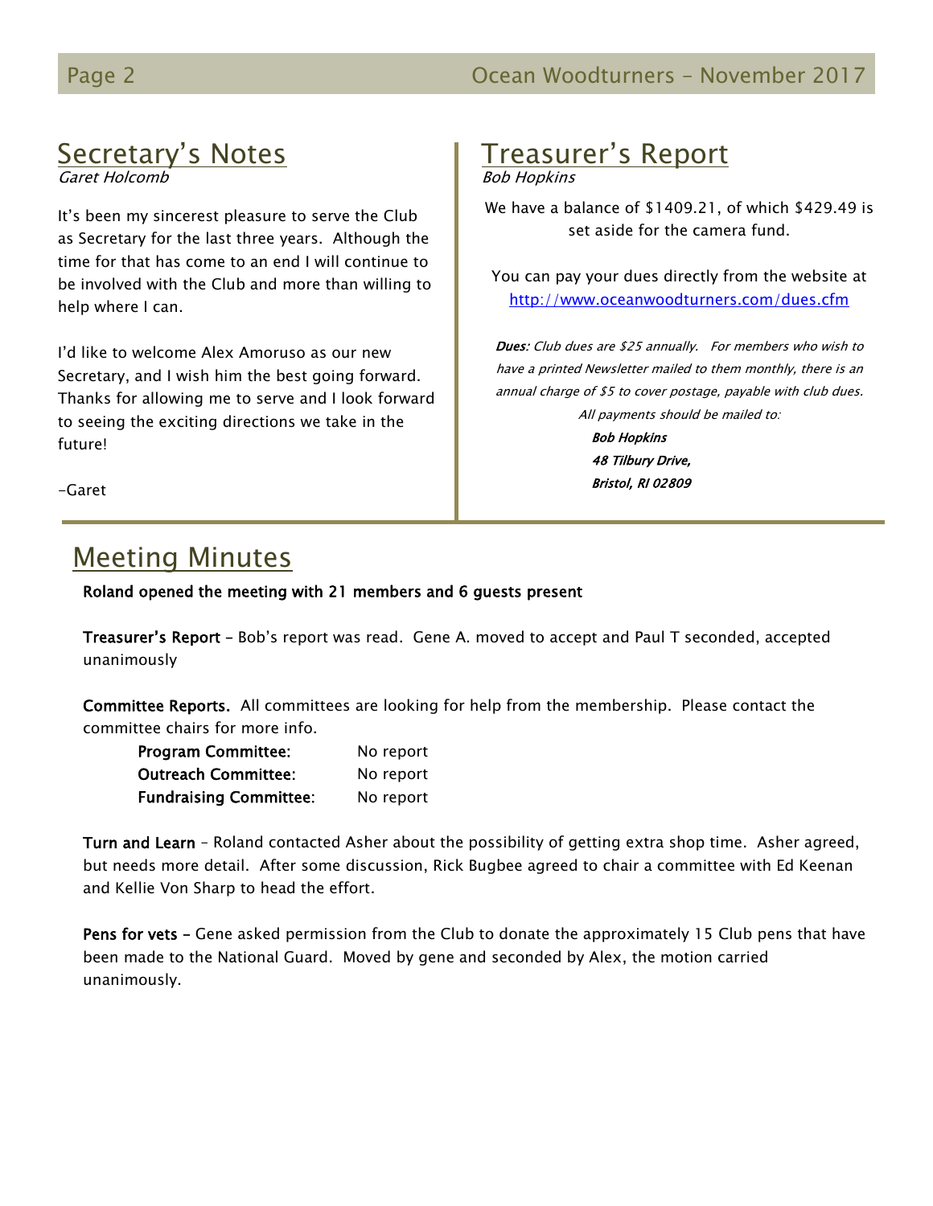## Secretary's Notes

*Garet Holcomb*

It's been my sincerest pleasure to serve the Club as Secretary for the last three years. Although the time for that has come to an end I will continue to be involved with the Club and more than willing to help where I can.

I'd like to welcome Alex Amoruso as our new Secretary, and I wish him the best going forward. Thanks for allowing me to serve and I look forward to seeing the exciting directions we take in the future!

-Garet

## Treasurer's Report

*Bob Hopkins*

We have a balance of $1409.21, of which $429.49 is set aside for the camera fund.

You can pay your dues directly from the website at http://www.oceanwoodturners.com/dues.cfm

***Dues****: Club dues are $25 annually. For members who wish to have a printed Newsletter mailed to them monthly, there is an annual charge of $5 to cover postage, payable with club dues.*

*All payments should be mailed to:*

***Bob Hopkins***
***48 Tilbury Drive,***
***Bristol, RI 02809***

## Meeting Minutes

**Roland opened the meeting with 21 members and 6 guests present**

**Treasurer's Report** – Bob's report was read. Gene A. moved to accept and Paul T seconded, accepted unanimously

**Committee Reports.** All committees are looking for help from the membership. Please contact the committee chairs for more info.

| | |
|---|---|
| **Program Committee**: | No report |
| **Outreach Committee**: | No report |
| **Fundraising Committee**: | No report |

**Turn and Learn** – Roland contacted Asher about the possibility of getting extra shop time. Asher agreed, but needs more detail. After some discussion, Rick Bugbee agreed to chair a committee with Ed Keenan and Kellie Von Sharp to head the effort.

**Pens for vets** – Gene asked permission from the Club to donate the approximately 15 Club pens that have been made to the National Guard. Moved by gene and seconded by Alex, the motion carried unanimously.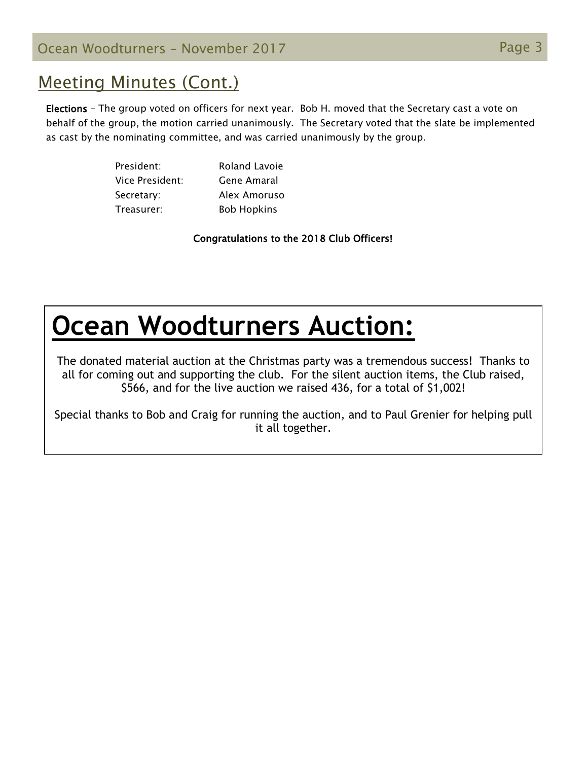## Meeting Minutes (Cont.)

**Elections** – The group voted on officers for next year. Bob H. moved that the Secretary cast a vote on behalf of the group, the motion carried unanimously. The Secretary voted that the slate be implemented as cast by the nominating committee, and was carried unanimously by the group.

| | |
|---|---|
| President: | Roland Lavoie |
| Vice President: | Gene Amaral |
| Secretary: | Alex Amoruso |
| Treasurer: | Bob Hopkins |

**Congratulations to the 2018 Club Officers!**

# Ocean Woodturners Auction:

The donated material auction at the Christmas party was a tremendous success! Thanks to all for coming out and supporting the club. For the silent auction items, the Club raised, $566, and for the live auction we raised 436, for a total of $1,002!

Special thanks to Bob and Craig for running the auction, and to Paul Grenier for helping pull it all together.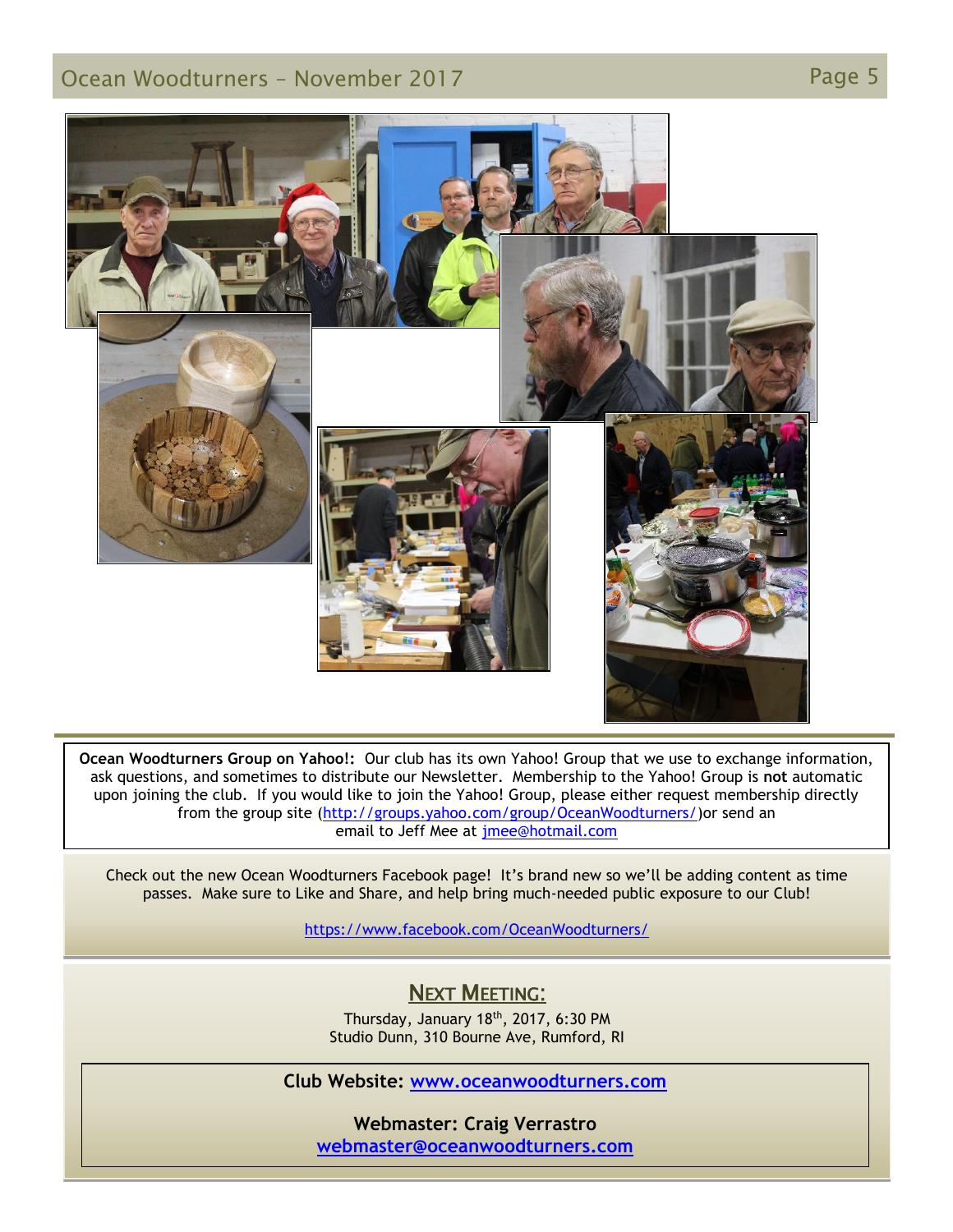**Ocean Woodturners Group on Yahoo!:** Our club has its own Yahoo! Group that we use to exchange information, ask questions, and sometimes to distribute our Newsletter. Membership to the Yahoo! Group is **not** automatic upon joining the club. If you would like to join the Yahoo! Group, please either request membership directly from the group site (http://groups.yahoo.com/group/OceanWoodturners/)or send an email to Jeff Mee at jmee@hotmail.com

Check out the new Ocean Woodturners Facebook page! It's brand new so we'll be adding content as time passes. Make sure to Like and Share, and help bring much-needed public exposure to our Club!

https://www.facebook.com/OceanWoodturners/

## NEXT MEETING:

Thursday, January 18th, 2017, 6:30 PM
Studio Dunn, 310 Bourne Ave, Rumford, RI

**Club Website: www.oceanwoodturners.com**

**Webmaster: Craig Verrastro**
**webmaster@oceanwoodturners.com**